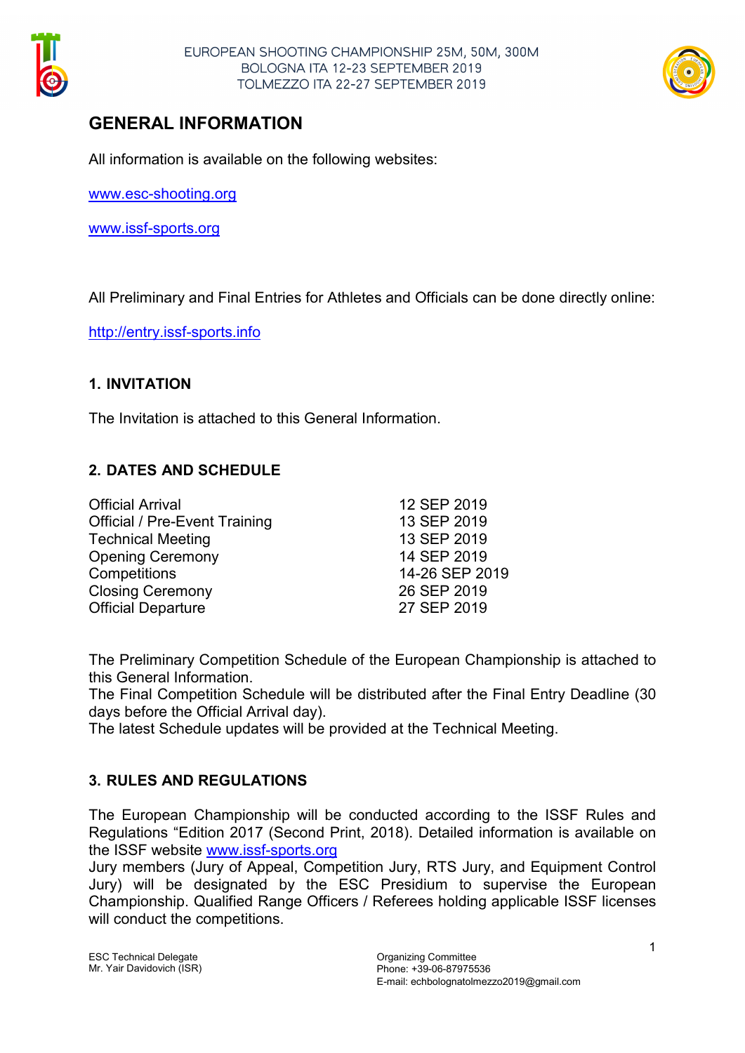EUROPEAN SHOOTING CHAMPIONSHIP 25M, 50M, 300M
BOLOGNA ITA 12-23 SEPTEMBER 2019
TOLMEZZO ITA 22-27 SEPTEMBER 2019

# GENERAL INFORMATION

All information is available on the following websites:

www.esc-shooting.org

www.issf-sports.org

All Preliminary and Final Entries for Athletes and Officials can be done directly online:

http://entry.issf-sports.info

## 1. INVITATION

The Invitation is attached to this General Information.

## 2. DATES AND SCHEDULE

| | |
|---|---|
| Official Arrival | 12 SEP 2019 |
| Official / Pre-Event Training | 13 SEP 2019 |
| Technical Meeting | 13 SEP 2019 |
| Opening Ceremony | 14 SEP 2019 |
| Competitions | 14-26 SEP 2019 |
| Closing Ceremony | 26 SEP 2019 |
| Official Departure | 27 SEP 2019 |

The Preliminary Competition Schedule of the European Championship is attached to this General Information.
The Final Competition Schedule will be distributed after the Final Entry Deadline (30 days before the Official Arrival day).
The latest Schedule updates will be provided at the Technical Meeting.

## 3. RULES AND REGULATIONS

The European Championship will be conducted according to the ISSF Rules and Regulations "Edition 2017 (Second Print, 2018). Detailed information is available on the ISSF website www.issf-sports.org
Jury members (Jury of Appeal, Competition Jury, RTS Jury, and Equipment Control Jury) will be designated by the ESC Presidium to supervise the European Championship. Qualified Range Officers / Referees holding applicable ISSF licenses will conduct the competitions.

ESC Technical Delegate
Mr. Yair Davidovich (ISR)

Organizing Committee
Phone: +39-06-87975536
E-mail: echbolognatolmezzo2019@gmail.com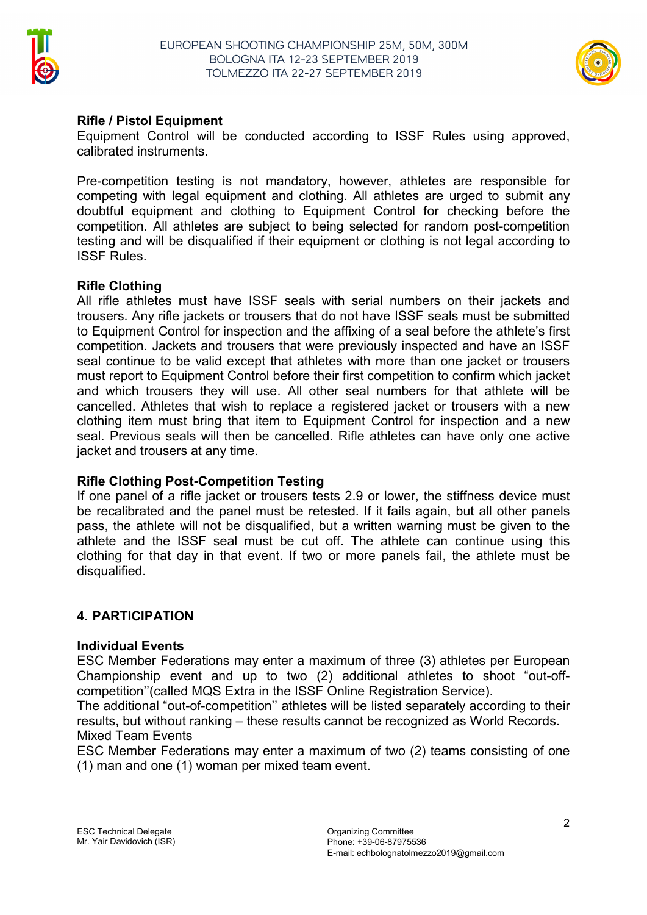**Rifle / Pistol Equipment**

Equipment Control will be conducted according to ISSF Rules using approved, calibrated instruments.

Pre-competition testing is not mandatory, however, athletes are responsible for competing with legal equipment and clothing. All athletes are urged to submit any doubtful equipment and clothing to Equipment Control for checking before the competition. All athletes are subject to being selected for random post-competition testing and will be disqualified if their equipment or clothing is not legal according to ISSF Rules.

**Rifle Clothing**

All rifle athletes must have ISSF seals with serial numbers on their jackets and trousers. Any rifle jackets or trousers that do not have ISSF seals must be submitted to Equipment Control for inspection and the affixing of a seal before the athlete's first competition. Jackets and trousers that were previously inspected and have an ISSF seal continue to be valid except that athletes with more than one jacket or trousers must report to Equipment Control before their first competition to confirm which jacket and which trousers they will use. All other seal numbers for that athlete will be cancelled. Athletes that wish to replace a registered jacket or trousers with a new clothing item must bring that item to Equipment Control for inspection and a new seal. Previous seals will then be cancelled. Rifle athletes can have only one active jacket and trousers at any time.

**Rifle Clothing Post-Competition Testing**

If one panel of a rifle jacket or trousers tests 2.9 or lower, the stiffness device must be recalibrated and the panel must be retested. If it fails again, but all other panels pass, the athlete will not be disqualified, but a written warning must be given to the athlete and the ISSF seal must be cut off. The athlete can continue using this clothing for that day in that event. If two or more panels fail, the athlete must be disqualified.

## 4. PARTICIPATION

**Individual Events**

ESC Member Federations may enter a maximum of three (3) athletes per European Championship event and up to two (2) additional athletes to shoot "out-off-competition''(called MQS Extra in the ISSF Online Registration Service).
The additional "out-of-competition'' athletes will be listed separately according to their results, but without ranking – these results cannot be recognized as World Records.
Mixed Team Events
ESC Member Federations may enter a maximum of two (2) teams consisting of one (1) man and one (1) woman per mixed team event.

ESC Technical Delegate
Mr. Yair Davidovich (ISR)

Organizing Committee
Phone: +39-06-87975536
E-mail: echbolognatolmezzo2019@gmail.com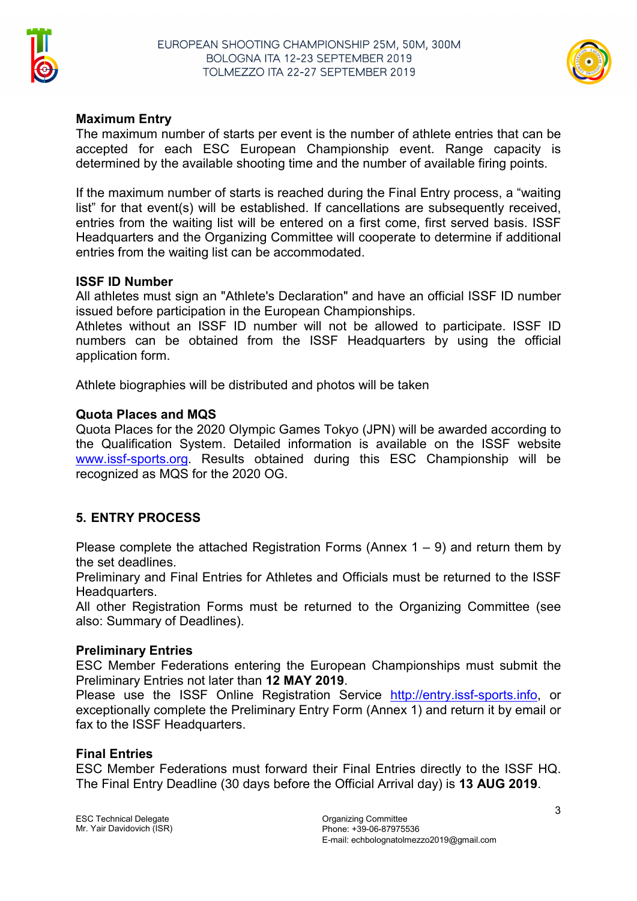**Maximum Entry**

The maximum number of starts per event is the number of athlete entries that can be accepted for each ESC European Championship event. Range capacity is determined by the available shooting time and the number of available firing points.

If the maximum number of starts is reached during the Final Entry process, a "waiting list" for that event(s) will be established. If cancellations are subsequently received, entries from the waiting list will be entered on a first come, first served basis. ISSF Headquarters and the Organizing Committee will cooperate to determine if additional entries from the waiting list can be accommodated.

**ISSF ID Number**

All athletes must sign an "Athlete's Declaration" and have an official ISSF ID number issued before participation in the European Championships.

Athletes without an ISSF ID number will not be allowed to participate. ISSF ID numbers can be obtained from the ISSF Headquarters by using the official application form.

Athlete biographies will be distributed and photos will be taken

**Quota Places and MQS**

Quota Places for the 2020 Olympic Games Tokyo (JPN) will be awarded according to the Qualification System. Detailed information is available on the ISSF website www.issf-sports.org. Results obtained during this ESC Championship will be recognized as MQS for the 2020 OG.

## 5. ENTRY PROCESS

Please complete the attached Registration Forms (Annex 1 – 9) and return them by the set deadlines.

Preliminary and Final Entries for Athletes and Officials must be returned to the ISSF Headquarters.

All other Registration Forms must be returned to the Organizing Committee (see also: Summary of Deadlines).

**Preliminary Entries**

ESC Member Federations entering the European Championships must submit the Preliminary Entries not later than **12 MAY 2019**.

Please use the ISSF Online Registration Service http://entry.issf-sports.info, or exceptionally complete the Preliminary Entry Form (Annex 1) and return it by email or fax to the ISSF Headquarters.

**Final Entries**

ESC Member Federations must forward their Final Entries directly to the ISSF HQ. The Final Entry Deadline (30 days before the Official Arrival day) is **13 AUG 2019**.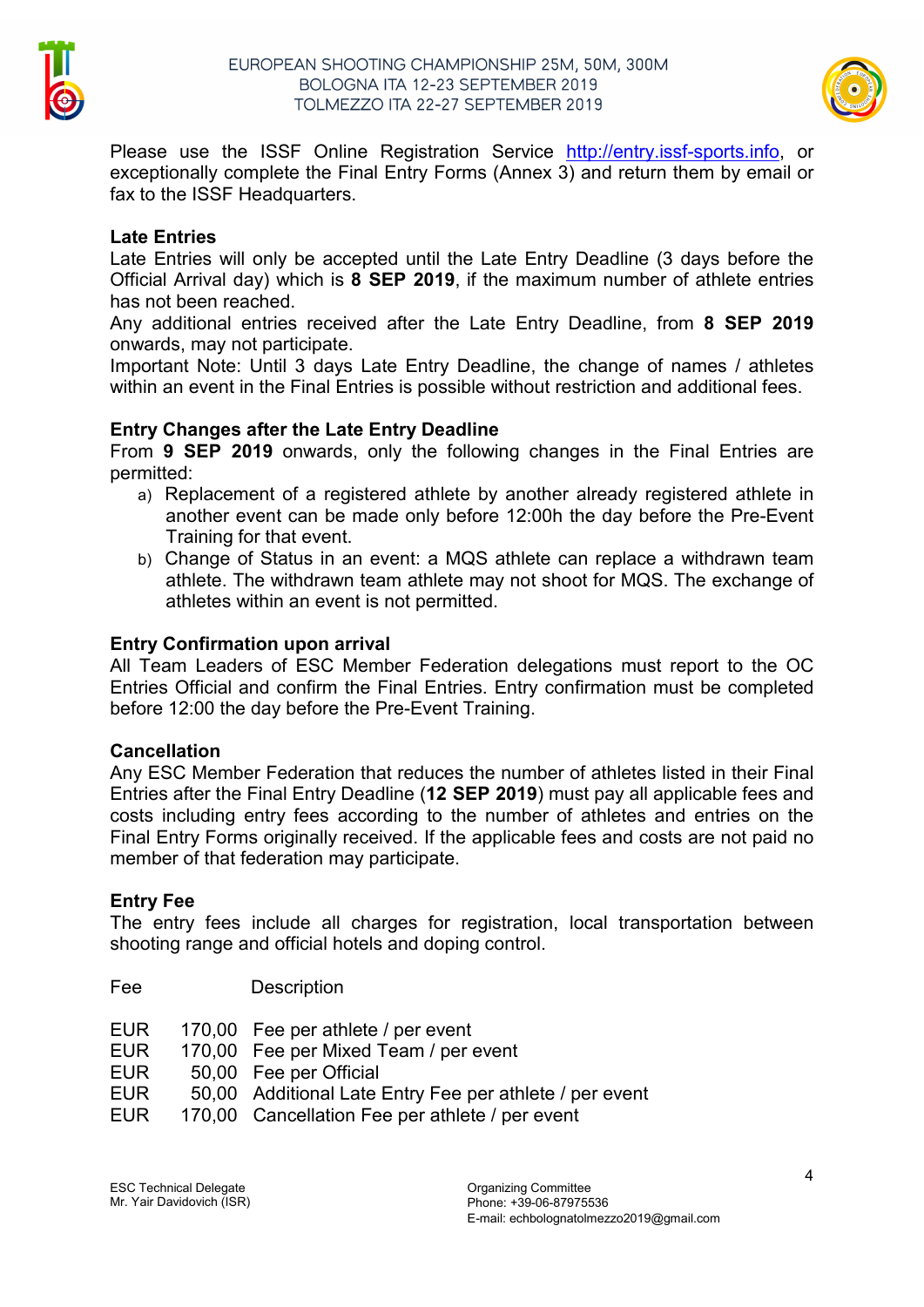Please use the ISSF Online Registration Service http://entry.issf-sports.info, or exceptionally complete the Final Entry Forms (Annex 3) and return them by email or fax to the ISSF Headquarters.

**Late Entries**

Late Entries will only be accepted until the Late Entry Deadline (3 days before the Official Arrival day) which is **8 SEP 2019**, if the maximum number of athlete entries has not been reached.

Any additional entries received after the Late Entry Deadline, from **8 SEP 2019** onwards, may not participate.

Important Note: Until 3 days Late Entry Deadline, the change of names / athletes within an event in the Final Entries is possible without restriction and additional fees.

**Entry Changes after the Late Entry Deadline**

From **9 SEP 2019** onwards, only the following changes in the Final Entries are permitted:

a) Replacement of a registered athlete by another already registered athlete in another event can be made only before 12:00h the day before the Pre-Event Training for that event.

b) Change of Status in an event: a MQS athlete can replace a withdrawn team athlete. The withdrawn team athlete may not shoot for MQS. The exchange of athletes within an event is not permitted.

**Entry Confirmation upon arrival**

All Team Leaders of ESC Member Federation delegations must report to the OC Entries Official and confirm the Final Entries. Entry confirmation must be completed before 12:00 the day before the Pre-Event Training.

**Cancellation**

Any ESC Member Federation that reduces the number of athletes listed in their Final Entries after the Final Entry Deadline (**12 SEP 2019**) must pay all applicable fees and costs including entry fees according to the number of athletes and entries on the Final Entry Forms originally received. If the applicable fees and costs are not paid no member of that federation may participate.

**Entry Fee**

The entry fees include all charges for registration, local transportation between shooting range and official hotels and doping control.

| Fee | | Description |
|---|---|---|
| EUR | 170,00 | Fee per athlete / per event |
| EUR | 170,00 | Fee per Mixed Team / per event |
| EUR | 50,00 | Fee per Official |
| EUR | 50,00 | Additional Late Entry Fee per athlete / per event |
| EUR | 170,00 | Cancellation Fee per athlete / per event |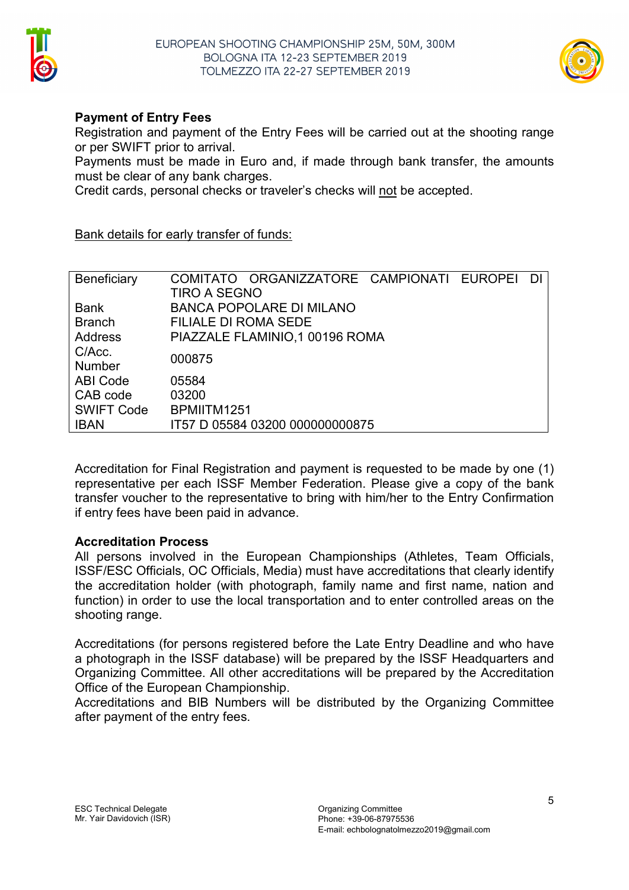## Payment of Entry Fees

Registration and payment of the Entry Fees will be carried out at the shooting range or per SWIFT prior to arrival.

Payments must be made in Euro and, if made through bank transfer, the amounts must be clear of any bank charges.

Credit cards, personal checks or traveler's checks will not be accepted.

Bank details for early transfer of funds:

| | |
|---|---|
| Beneficiary | COMITATO ORGANIZZATORE CAMPIONATI EUROPEI DI TIRO A SEGNO |
| Bank | BANCA POPOLARE DI MILANO |
| Branch | FILIALE DI ROMA SEDE |
| Address | PIAZZALE FLAMINIO,1 00196 ROMA |
| C/Acc. Number | 000875 |
| ABI Code | 05584 |
| CAB code | 03200 |
| SWIFT Code | BPMIITM1251 |
| IBAN | IT57 D 05584 03200 000000000875 |

Accreditation for Final Registration and payment is requested to be made by one (1) representative per each ISSF Member Federation. Please give a copy of the bank transfer voucher to the representative to bring with him/her to the Entry Confirmation if entry fees have been paid in advance.

## Accreditation Process

All persons involved in the European Championships (Athletes, Team Officials, ISSF/ESC Officials, OC Officials, Media) must have accreditations that clearly identify the accreditation holder (with photograph, family name and first name, nation and function) in order to use the local transportation and to enter controlled areas on the shooting range.

Accreditations (for persons registered before the Late Entry Deadline and who have a photograph in the ISSF database) will be prepared by the ISSF Headquarters and Organizing Committee. All other accreditations will be prepared by the Accreditation Office of the European Championship.

Accreditations and BIB Numbers will be distributed by the Organizing Committee after payment of the entry fees.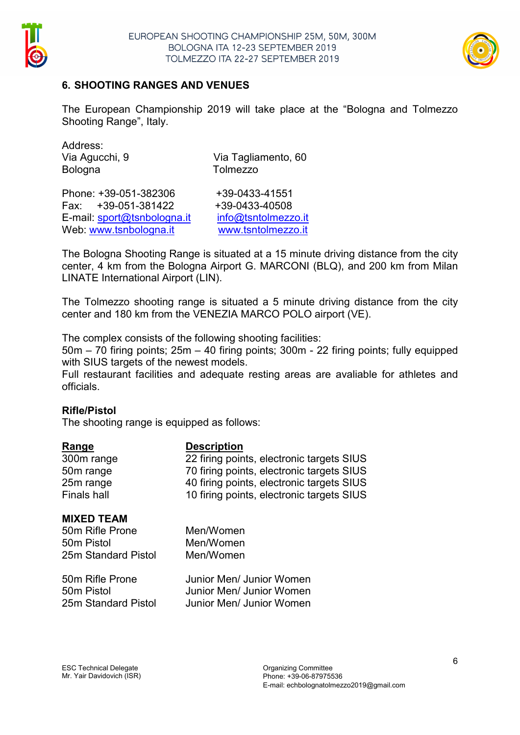## 6. SHOOTING RANGES AND VENUES

The European Championship 2019 will take place at the "Bologna and Tolmezzo Shooting Range", Italy.

| Address: | |
|---|---|
| Via Agucchi, 9<br>Bologna | Via Tagliamento, 60<br>Tolmezzo |
| Phone: +39-051-382306 | +39-0433-41551 |
| Fax: +39-051-381422 | +39-0433-40508 |
| E-mail: sport@tsnbologna.it | info@tsntolmezzo.it |
| Web: www.tsnbologna.it | www.tsntolmezzo.it |

The Bologna Shooting Range is situated at a 15 minute driving distance from the city center, 4 km from the Bologna Airport G. MARCONI (BLQ), and 200 km from Milan LINATE International Airport (LIN).

The Tolmezzo shooting range is situated a 5 minute driving distance from the city center and 180 km from the VENEZIA MARCO POLO airport (VE).

The complex consists of the following shooting facilities:
50m – 70 firing points; 25m – 40 firing points; 300m - 22 firing points; fully equipped with SIUS targets of the newest models.
Full restaurant facilities and adequate resting areas are avaliable for athletes and officials.

**Rifle/Pistol**
The shooting range is equipped as follows:

| Range | Description |
|---|---|
| 300m range | 22 firing points, electronic targets SIUS |
| 50m range | 70 firing points, electronic targets SIUS |
| 25m range | 40 firing points, electronic targets SIUS |
| Finals hall | 10 firing points, electronic targets SIUS |

**MIXED TEAM**

| | |
|---|---|
| 50m Rifle Prone | Men/Women |
| 50m Pistol | Men/Women |
| 25m Standard Pistol | Men/Women |
| 50m Rifle Prone | Junior Men/ Junior Women |
| 50m Pistol | Junior Men/ Junior Women |
| 25m Standard Pistol | Junior Men/ Junior Women |

ESC Technical Delegate
Mr. Yair Davidovich (ISR)

Organizing Committee
Phone: +39-06-87975536
E-mail: echbolognatolmezzo2019@gmail.com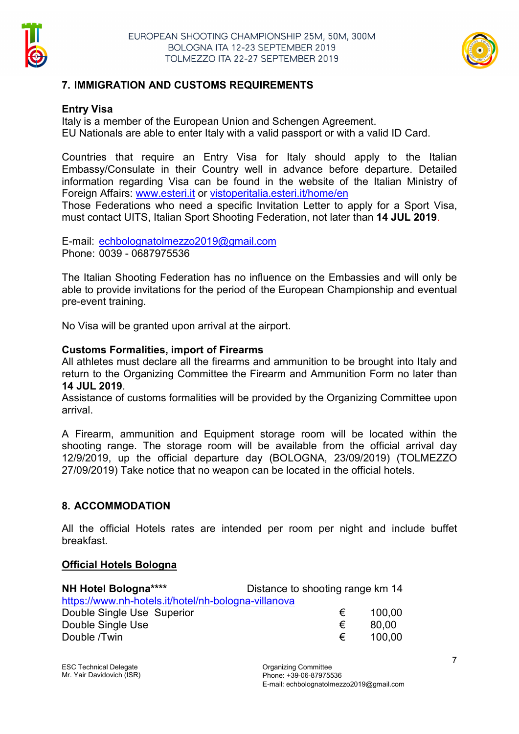## 7. IMMIGRATION AND CUSTOMS REQUIREMENTS

### Entry Visa

Italy is a member of the European Union and Schengen Agreement.
EU Nationals are able to enter Italy with a valid passport or with a valid ID Card.

Countries that require an Entry Visa for Italy should apply to the Italian Embassy/Consulate in their Country well in advance before departure. Detailed information regarding Visa can be found in the website of the Italian Ministry of Foreign Affairs: www.esteri.it or vistoperitalia.esteri.it/home/en
Those Federations who need a specific Invitation Letter to apply for a Sport Visa, must contact UITS, Italian Sport Shooting Federation, not later than **14 JUL 2019**.

E-mail: echbolognatolmezzo2019@gmail.com
Phone: 0039 - 0687975536

The Italian Shooting Federation has no influence on the Embassies and will only be able to provide invitations for the period of the European Championship and eventual pre-event training.

No Visa will be granted upon arrival at the airport.

### Customs Formalities, import of Firearms

All athletes must declare all the firearms and ammunition to be brought into Italy and return to the Organizing Committee the Firearm and Ammunition Form no later than **14 JUL 2019**.
Assistance of customs formalities will be provided by the Organizing Committee upon arrival.

A Firearm, ammunition and Equipment storage room will be located within the shooting range. The storage room will be available from the official arrival day 12/9/2019, up the official departure day (BOLOGNA, 23/09/2019) (TOLMEZZO 27/09/2019) Take notice that no weapon can be located in the official hotels.

## 8. ACCOMMODATION

All the official Hotels rates are intended per room per night and include buffet breakfast.

### Official Hotels Bologna

**NH Hotel Bologna\*\*\*\*** Distance to shooting range km 14
https://www.nh-hotels.it/hotel/nh-bologna-villanova

| | | |
|---|---|---|
| Double Single Use Superior | € | 100,00 |
| Double Single Use | € | 80,00 |
| Double /Twin | € | 100,00 |

ESC Technical Delegate
Mr. Yair Davidovich (ISR)

Organizing Committee
Phone: +39-06-87975536
E-mail: echbolognatolmezzo2019@gmail.com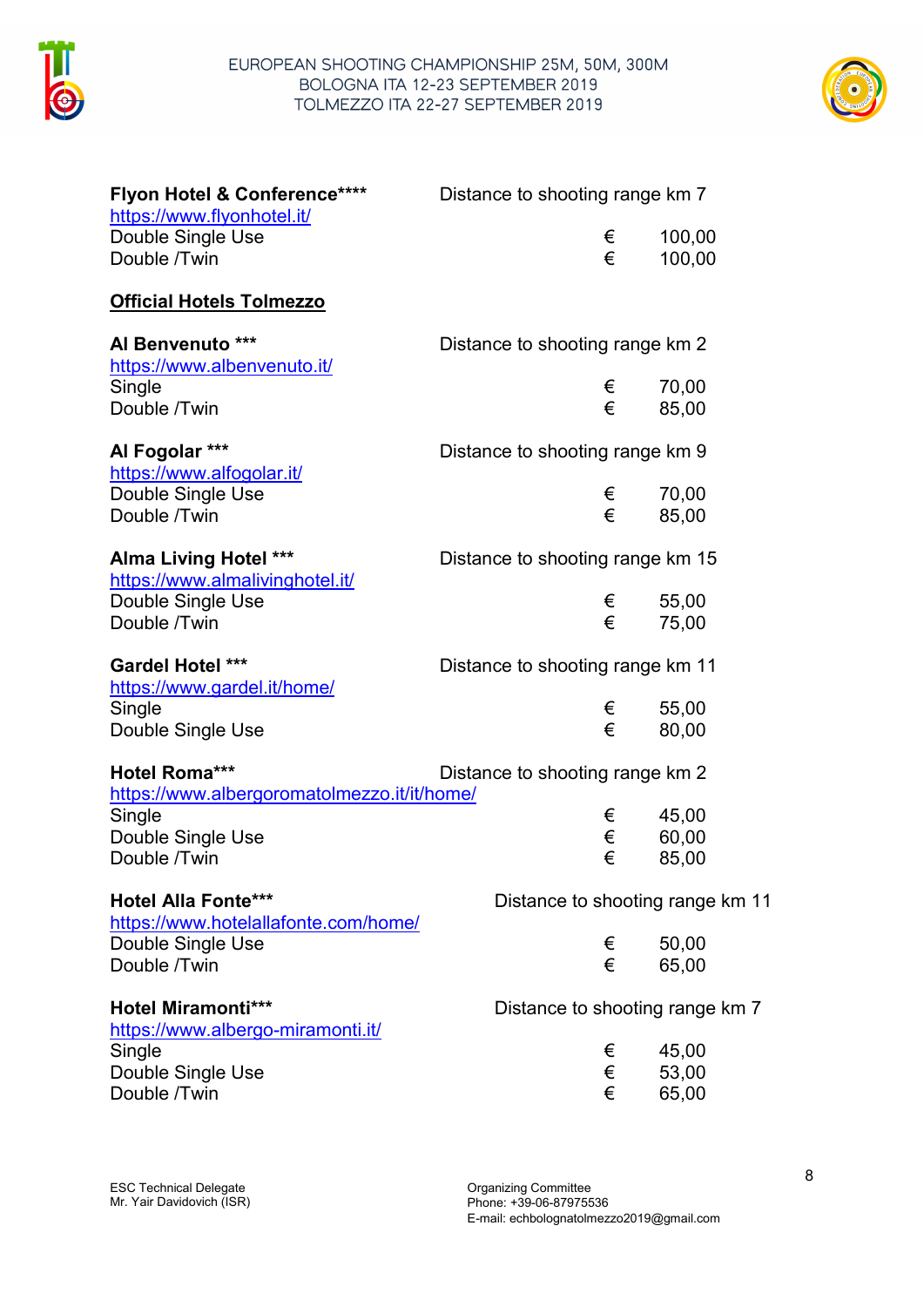**Flyon Hotel & Conference****** Distance to shooting range km 7
https://www.flyonhotel.it/
Double Single Use € 100,00
Double /Twin € 100,00

**Official Hotels Tolmezzo**

**Al Benvenuto ***** Distance to shooting range km 2
https://www.albenvenuto.it/
Single € 70,00
Double /Twin € 85,00

**Al Fogolar ***** Distance to shooting range km 9
https://www.alfogolar.it/
Double Single Use € 70,00
Double /Twin € 85,00

**Alma Living Hotel ***** Distance to shooting range km 15
https://www.almalivinghotel.it/
Double Single Use € 55,00
Double /Twin € 75,00

**Gardel Hotel ***** Distance to shooting range km 11
https://www.gardel.it/home/
Single € 55,00
Double Single Use € 80,00

**Hotel Roma***** Distance to shooting range km 2
https://www.albergoromatolmezzo.it/it/home/
Single € 45,00
Double Single Use € 60,00
Double /Twin € 85,00

**Hotel Alla Fonte***** Distance to shooting range km 11
https://www.hotelallafonte.com/home/
Double Single Use € 50,00
Double /Twin € 65,00

**Hotel Miramonti***** Distance to shooting range km 7
https://www.albergo-miramonti.it/
Single € 45,00
Double Single Use € 53,00
Double /Twin € 65,00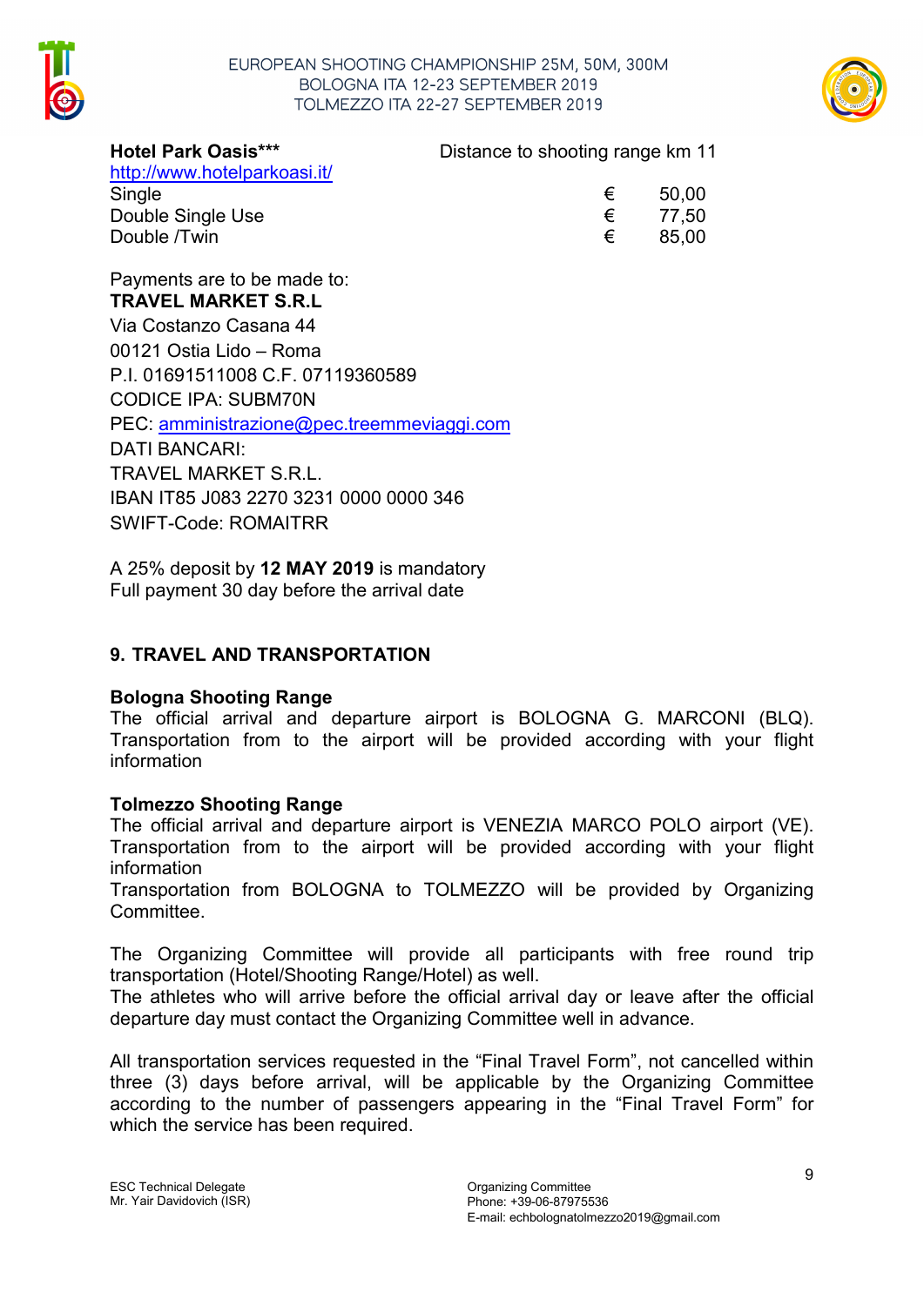**Hotel Park Oasis*****

Distance to shooting range km 11

http://www.hotelparkoasi.it/

| | | |
|---|---|---|
| Single | € | 50,00 |
| Double Single Use | € | 77,50 |
| Double /Twin | € | 85,00 |

Payments are to be made to:
**TRAVEL MARKET S.R.L**
Via Costanzo Casana 44
00121 Ostia Lido – Roma
P.I. 01691511008 C.F. 07119360589
CODICE IPA: SUBM70N
PEC: amministrazione@pec.treemmeviaggi.com
DATI BANCARI:
TRAVEL MARKET S.R.L.
IBAN IT85 J083 2270 3231 0000 0000 346
SWIFT-Code: ROMAITRR

A 25% deposit by **12 MAY 2019** is mandatory
Full payment 30 day before the arrival date

## 9. TRAVEL AND TRANSPORTATION

**Bologna Shooting Range**
The official arrival and departure airport is BOLOGNA G. MARCONI (BLQ). Transportation from to the airport will be provided according with your flight information

**Tolmezzo Shooting Range**
The official arrival and departure airport is VENEZIA MARCO POLO airport (VE). Transportation from to the airport will be provided according with your flight information
Transportation from BOLOGNA to TOLMEZZO will be provided by Organizing Committee.

The Organizing Committee will provide all participants with free round trip transportation (Hotel/Shooting Range/Hotel) as well.
The athletes who will arrive before the official arrival day or leave after the official departure day must contact the Organizing Committee well in advance.

All transportation services requested in the "Final Travel Form", not cancelled within three (3) days before arrival, will be applicable by the Organizing Committee according to the number of passengers appearing in the "Final Travel Form" for which the service has been required.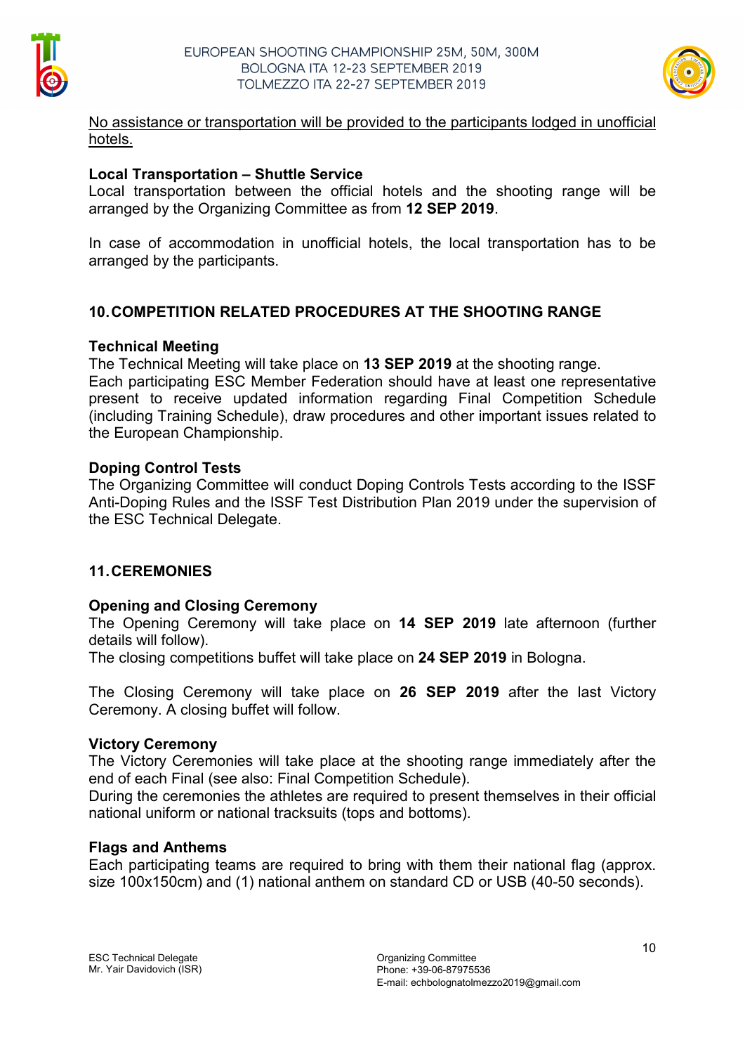<u>No assistance or transportation will be provided to the participants lodged in unofficial hotels.</u>

**Local Transportation – Shuttle Service**
Local transportation between the official hotels and the shooting range will be arranged by the Organizing Committee as from **12 SEP 2019**.

In case of accommodation in unofficial hotels, the local transportation has to be arranged by the participants.

## 10. COMPETITION RELATED PROCEDURES AT THE SHOOTING RANGE

**Technical Meeting**
The Technical Meeting will take place on **13 SEP 2019** at the shooting range.
Each participating ESC Member Federation should have at least one representative present to receive updated information regarding Final Competition Schedule (including Training Schedule), draw procedures and other important issues related to the European Championship.

**Doping Control Tests**
The Organizing Committee will conduct Doping Controls Tests according to the ISSF Anti-Doping Rules and the ISSF Test Distribution Plan 2019 under the supervision of the ESC Technical Delegate.

## 11. CEREMONIES

**Opening and Closing Ceremony**
The Opening Ceremony will take place on **14 SEP 2019** late afternoon (further details will follow).
The closing competitions buffet will take place on **24 SEP 2019** in Bologna.

The Closing Ceremony will take place on **26 SEP 2019** after the last Victory Ceremony. A closing buffet will follow.

**Victory Ceremony**
The Victory Ceremonies will take place at the shooting range immediately after the end of each Final (see also: Final Competition Schedule).
During the ceremonies the athletes are required to present themselves in their official national uniform or national tracksuits (tops and bottoms).

**Flags and Anthems**
Each participating teams are required to bring with them their national flag (approx. size 100x150cm) and (1) national anthem on standard CD or USB (40-50 seconds).

ESC Technical Delegate
Mr. Yair Davidovich (ISR)

Organizing Committee
Phone: +39-06-87975536
E-mail: echbolognatolmezzo2019@gmail.com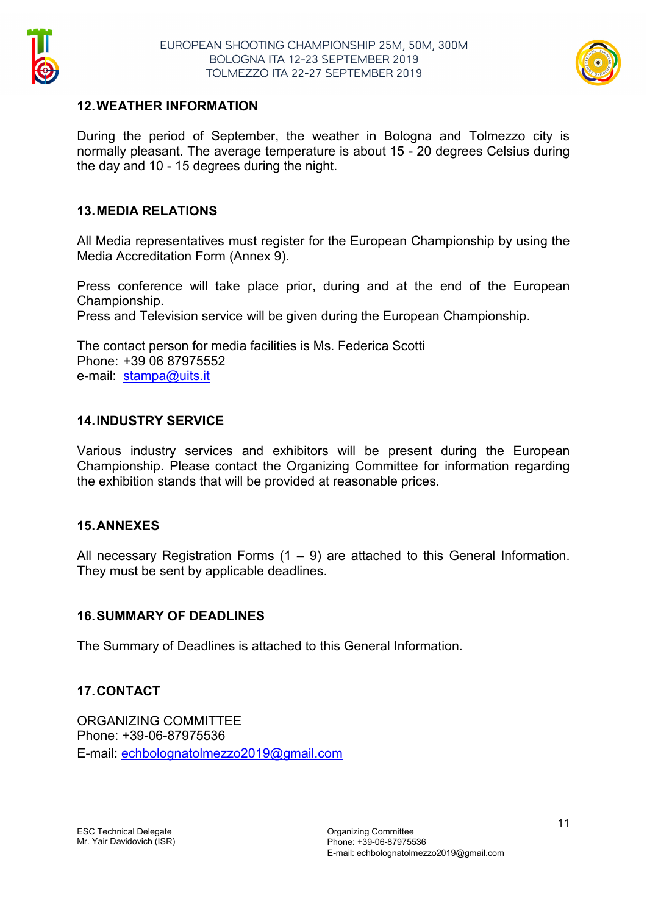## 12. WEATHER INFORMATION

During the period of September, the weather in Bologna and Tolmezzo city is normally pleasant. The average temperature is about 15 - 20 degrees Celsius during the day and 10 - 15 degrees during the night.

## 13. MEDIA RELATIONS

All Media representatives must register for the European Championship by using the Media Accreditation Form (Annex 9).

Press conference will take place prior, during and at the end of the European Championship.
Press and Television service will be given during the European Championship.

The contact person for media facilities is Ms. Federica Scotti
Phone: +39 06 87975552
e-mail: stampa@uits.it

## 14. INDUSTRY SERVICE

Various industry services and exhibitors will be present during the European Championship. Please contact the Organizing Committee for information regarding the exhibition stands that will be provided at reasonable prices.

## 15. ANNEXES

All necessary Registration Forms (1 – 9) are attached to this General Information. They must be sent by applicable deadlines.

## 16. SUMMARY OF DEADLINES

The Summary of Deadlines is attached to this General Information.

## 17. CONTACT

ORGANIZING COMMITTEE
Phone: +39-06-87975536
E-mail: echbolognatolmezzo2019@gmail.com